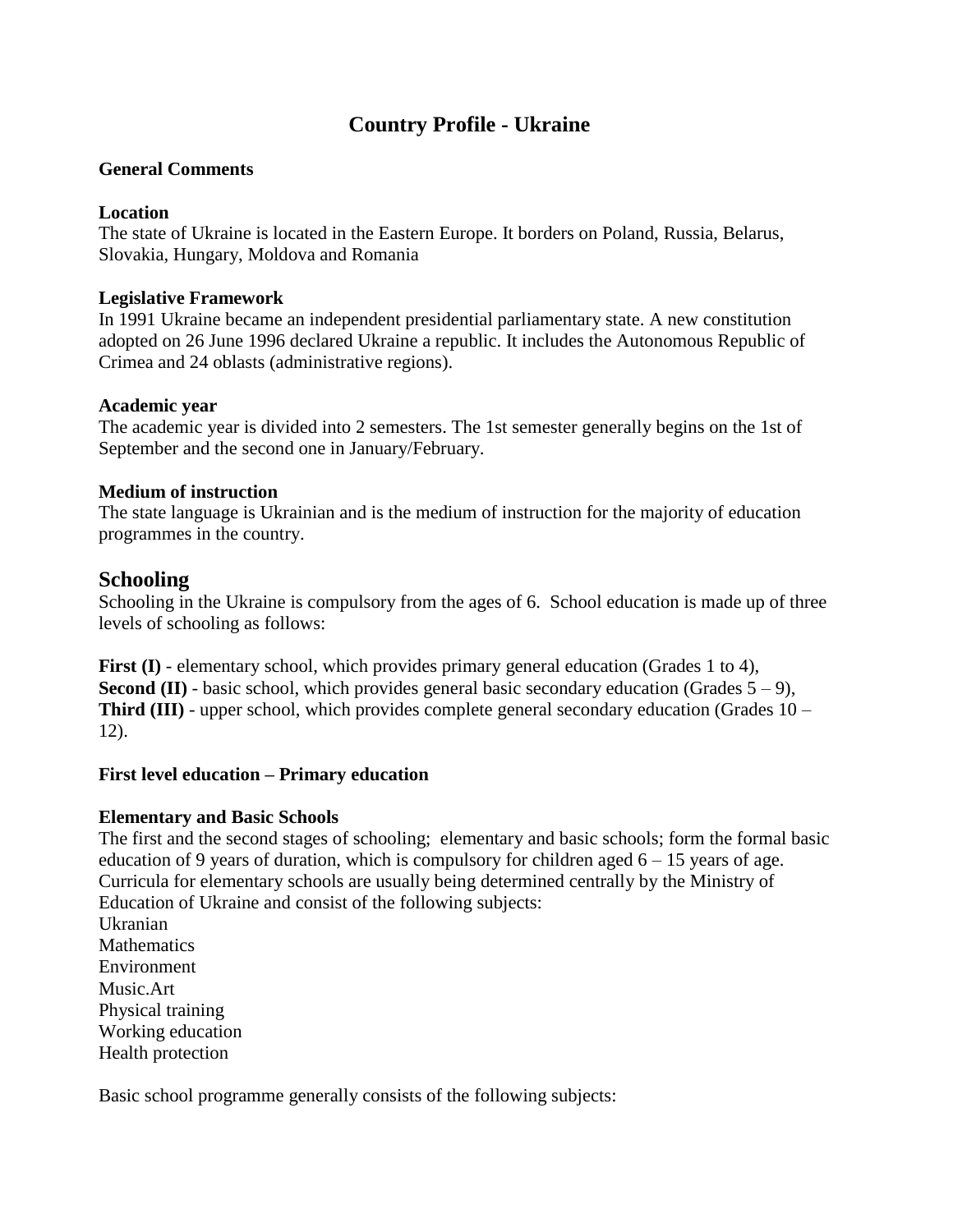# Country Profile - Ukraine

**General Comments**

**Location**

The state of Ukraine is located in the Eastern Europe. It borders on Poland, Russia, Belarus, Slovakia, Hungary, Moldova and Romania

**Legislative Framework**

In 1991 Ukraine became an independent presidential parliamentary state. A new constitution adopted on 26 June 1996 declared Ukraine a republic. It includes the Autonomous Republic of Crimea and 24 oblasts (administrative regions).

**Academic year**

The academic year is divided into 2 semesters. The 1st semester generally begins on the 1st of September and the second one in January/February.

**Medium of instruction**

The state language is Ukrainian and is the medium of instruction for the majority of education programmes in the country.

## Schooling

Schooling in the Ukraine is compulsory from the ages of 6. School education is made up of three levels of schooling as follows:

**First (I)** - elementary school, which provides primary general education (Grades 1 to 4),
**Second (II)** - basic school, which provides general basic secondary education (Grades 5 – 9),
**Third (III)** - upper school, which provides complete general secondary education (Grades 10 – 12).

**First level education – Primary education**

**Elementary and Basic Schools**

The first and the second stages of schooling; elementary and basic schools; form the formal basic education of 9 years of duration, which is compulsory for children aged 6 – 15 years of age. Curricula for elementary schools are usually being determined centrally by the Ministry of Education of Ukraine and consist of the following subjects:

Ukranian
Mathematics
Environment
Music.Art
Physical training
Working education
Health protection

Basic school programme generally consists of the following subjects: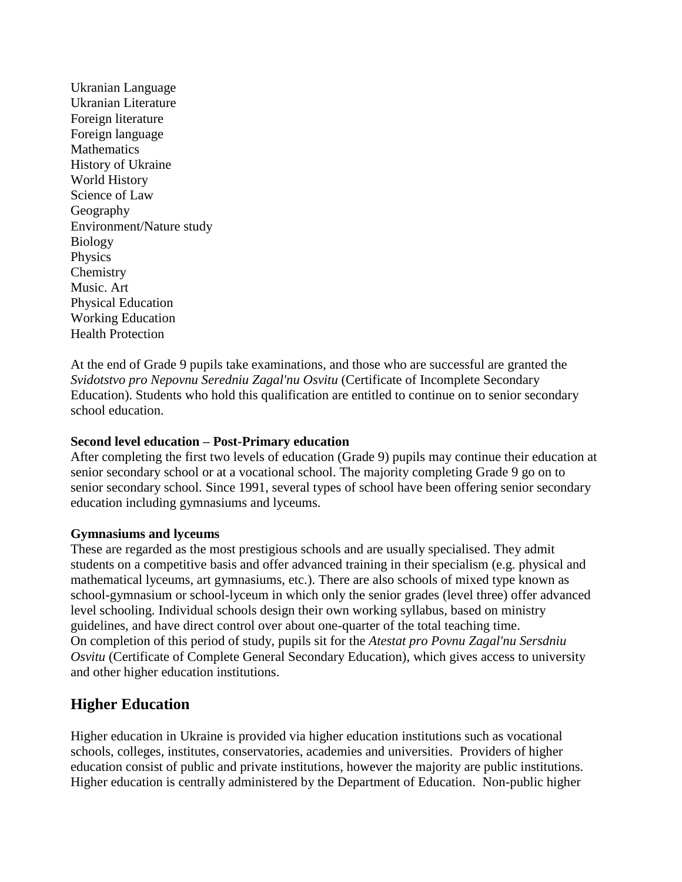Ukranian Language
Ukranian Literature
Foreign literature
Foreign language
Mathematics
History of Ukraine
World History
Science of Law
Geography
Environment/Nature study
Biology
Physics
Chemistry
Music. Art
Physical Education
Working Education
Health Protection

At the end of Grade 9 pupils take examinations, and those who are successful are granted the *Svidotstvo pro Nepovnu Seredniu Zagal'nu Osvitu* (Certificate of Incomplete Secondary Education). Students who hold this qualification are entitled to continue on to senior secondary school education.

**Second level education – Post-Primary education**
After completing the first two levels of education (Grade 9) pupils may continue their education at senior secondary school or at a vocational school. The majority completing Grade 9 go on to senior secondary school. Since 1991, several types of school have been offering senior secondary education including gymnasiums and lyceums.

**Gymnasiums and lyceums**
These are regarded as the most prestigious schools and are usually specialised. They admit students on a competitive basis and offer advanced training in their specialism (e.g. physical and mathematical lyceums, art gymnasiums, etc.). There are also schools of mixed type known as school-gymnasium or school-lyceum in which only the senior grades (level three) offer advanced level schooling. Individual schools design their own working syllabus, based on ministry guidelines, and have direct control over about one-quarter of the total teaching time.
On completion of this period of study, pupils sit for the *Atestat pro Povnu Zagal'nu Sersdniu Osvitu* (Certificate of Complete General Secondary Education), which gives access to university and other higher education institutions.

## Higher Education

Higher education in Ukraine is provided via higher education institutions such as vocational schools, colleges, institutes, conservatories, academies and universities. Providers of higher education consist of public and private institutions, however the majority are public institutions. Higher education is centrally administered by the Department of Education. Non-public higher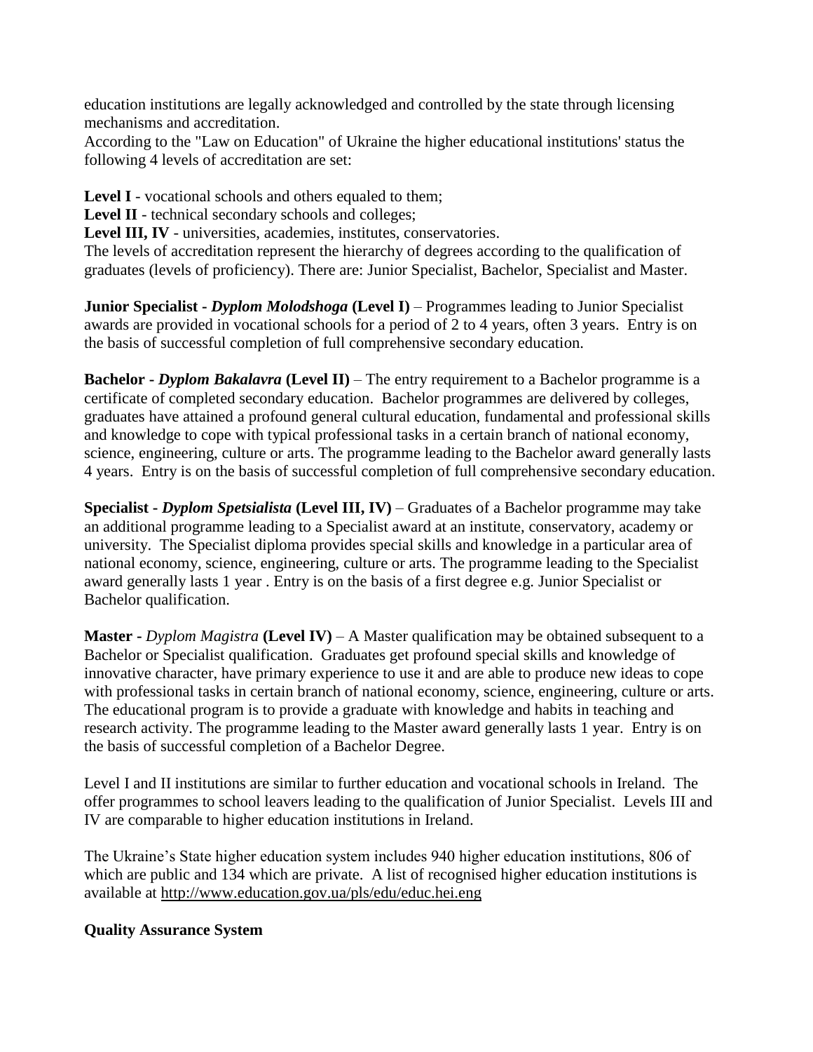education institutions are legally acknowledged and controlled by the state through licensing mechanisms and accreditation.

According to the "Law on Education" of Ukraine the higher educational institutions' status the following 4 levels of accreditation are set:

**Level I** - vocational schools and others equaled to them;

**Level II** - technical secondary schools and colleges;

**Level III, IV** - universities, academies, institutes, conservatories.

The levels of accreditation represent the hierarchy of degrees according to the qualification of graduates (levels of proficiency). There are: Junior Specialist, Bachelor, Specialist and Master.

**Junior Specialist -** ***Dyplom Molodshoga*** **(Level I)** – Programmes leading to Junior Specialist awards are provided in vocational schools for a period of 2 to 4 years, often 3 years. Entry is on the basis of successful completion of full comprehensive secondary education.

**Bachelor -** ***Dyplom Bakalavra*** **(Level II)** – The entry requirement to a Bachelor programme is a certificate of completed secondary education. Bachelor programmes are delivered by colleges, graduates have attained a profound general cultural education, fundamental and professional skills and knowledge to cope with typical professional tasks in a certain branch of national economy, science, engineering, culture or arts. The programme leading to the Bachelor award generally lasts 4 years. Entry is on the basis of successful completion of full comprehensive secondary education.

**Specialist -** ***Dyplom Spetsialista*** **(Level III, IV)** – Graduates of a Bachelor programme may take an additional programme leading to a Specialist award at an institute, conservatory, academy or university. The Specialist diploma provides special skills and knowledge in a particular area of national economy, science, engineering, culture or arts. The programme leading to the Specialist award generally lasts 1 year . Entry is on the basis of a first degree e.g. Junior Specialist or Bachelor qualification.

**Master -** *Dyplom Magistra* **(Level IV)** – A Master qualification may be obtained subsequent to a Bachelor or Specialist qualification. Graduates get profound special skills and knowledge of innovative character, have primary experience to use it and are able to produce new ideas to cope with professional tasks in certain branch of national economy, science, engineering, culture or arts. The educational program is to provide a graduate with knowledge and habits in teaching and research activity. The programme leading to the Master award generally lasts 1 year. Entry is on the basis of successful completion of a Bachelor Degree.

Level I and II institutions are similar to further education and vocational schools in Ireland. The offer programmes to school leavers leading to the qualification of Junior Specialist. Levels III and IV are comparable to higher education institutions in Ireland.

The Ukraine's State higher education system includes 940 higher education institutions, 806 of which are public and 134 which are private. A list of recognised higher education institutions is available at http://www.education.gov.ua/pls/edu/educ.hei.eng

**Quality Assurance System**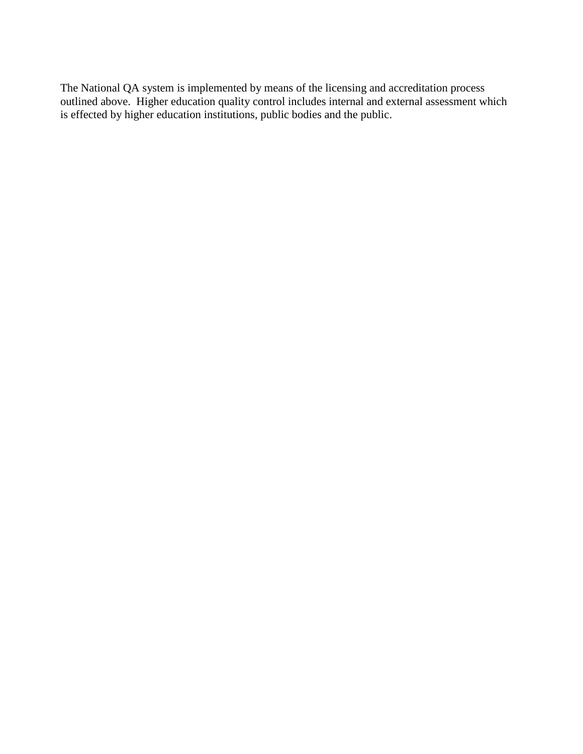The National QA system is implemented by means of the licensing and accreditation process outlined above. Higher education quality control includes internal and external assessment which is effected by higher education institutions, public bodies and the public.